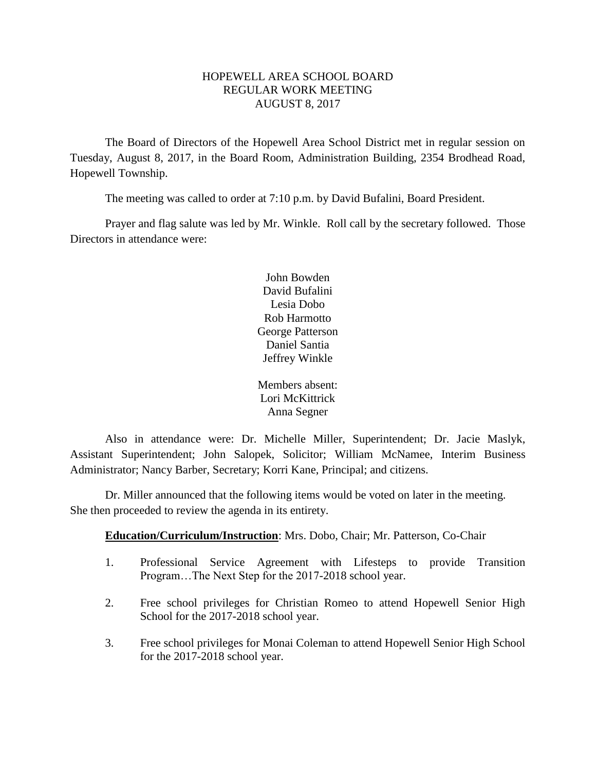# HOPEWELL AREA SCHOOL BOARD
## REGULAR WORK MEETING
## AUGUST 8, 2017

The Board of Directors of the Hopewell Area School District met in regular session on Tuesday, August 8, 2017, in the Board Room, Administration Building, 2354 Brodhead Road, Hopewell Township.

The meeting was called to order at 7:10 p.m. by David Bufalini, Board President.

Prayer and flag salute was led by Mr. Winkle. Roll call by the secretary followed. Those Directors in attendance were:

John Bowden
David Bufalini
Lesia Dobo
Rob Harmotto
George Patterson
Daniel Santia
Jeffrey Winkle

Members absent:
Lori McKittrick
Anna Segner

Also in attendance were: Dr. Michelle Miller, Superintendent; Dr. Jacie Maslyk, Assistant Superintendent; John Salopek, Solicitor; William McNamee, Interim Business Administrator; Nancy Barber, Secretary; Korri Kane, Principal; and citizens.

Dr. Miller announced that the following items would be voted on later in the meeting. She then proceeded to review the agenda in its entirety.

**Education/Curriculum/Instruction**: Mrs. Dobo, Chair; Mr. Patterson, Co-Chair

1. Professional Service Agreement with Lifesteps to provide Transition Program…The Next Step for the 2017-2018 school year.

2. Free school privileges for Christian Romeo to attend Hopewell Senior High School for the 2017-2018 school year.

3. Free school privileges for Monai Coleman to attend Hopewell Senior High School for the 2017-2018 school year.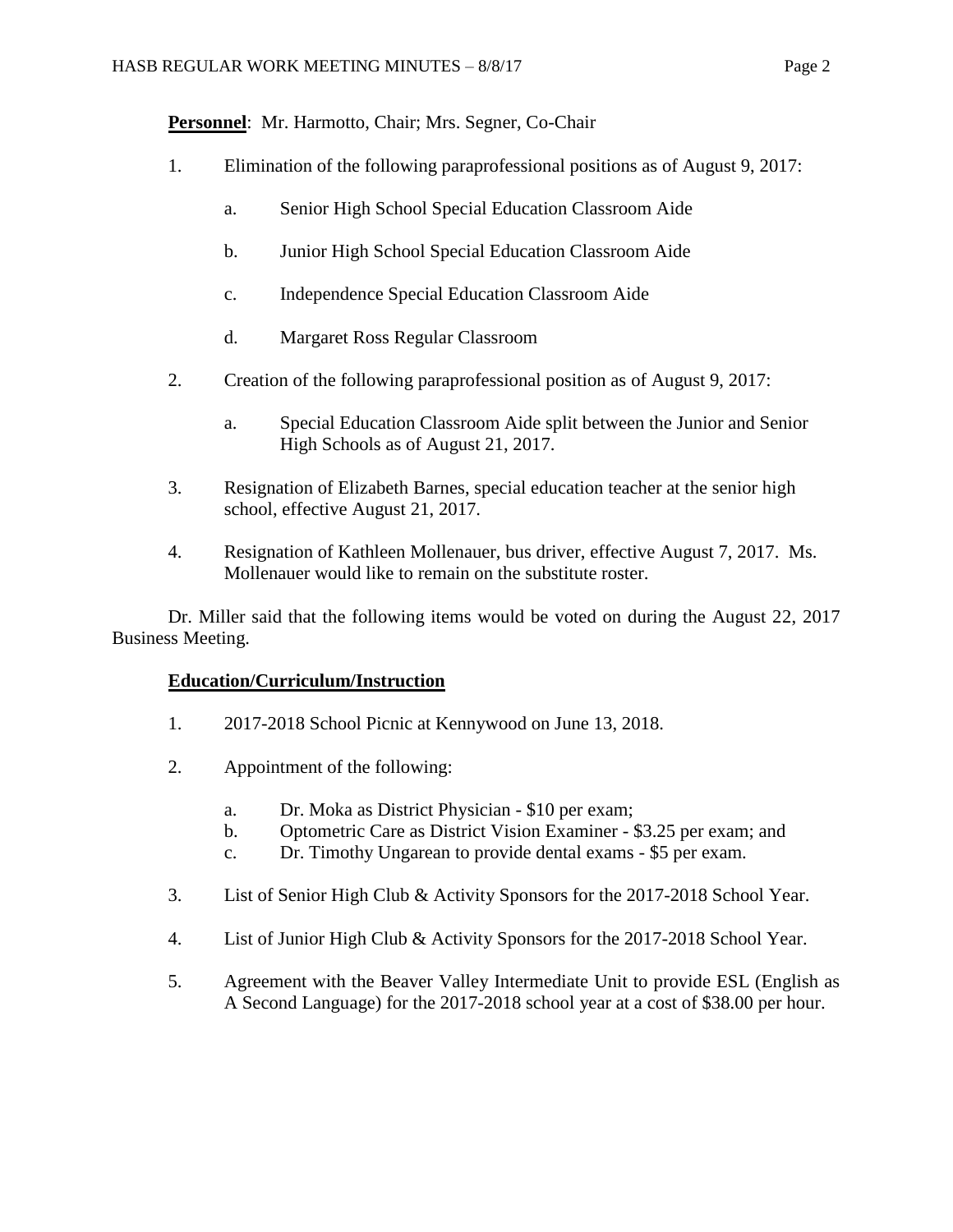**Personnel**: Mr. Harmotto, Chair; Mrs. Segner, Co-Chair

1. Elimination of the following paraprofessional positions as of August 9, 2017:

    a. Senior High School Special Education Classroom Aide

    b. Junior High School Special Education Classroom Aide

    c. Independence Special Education Classroom Aide

    d. Margaret Ross Regular Classroom

2. Creation of the following paraprofessional position as of August 9, 2017:

    a. Special Education Classroom Aide split between the Junior and Senior High Schools as of August 21, 2017.

3. Resignation of Elizabeth Barnes, special education teacher at the senior high school, effective August 21, 2017.

4. Resignation of Kathleen Mollenauer, bus driver, effective August 7, 2017. Ms. Mollenauer would like to remain on the substitute roster.

Dr. Miller said that the following items would be voted on during the August 22, 2017 Business Meeting.

**Education/Curriculum/Instruction**

1. 2017-2018 School Picnic at Kennywood on June 13, 2018.

2. Appointment of the following:

    a. Dr. Moka as District Physician - $10 per exam;
    b. Optometric Care as District Vision Examiner - $3.25 per exam; and
    c. Dr. Timothy Ungarean to provide dental exams - $5 per exam.

3. List of Senior High Club & Activity Sponsors for the 2017-2018 School Year.

4. List of Junior High Club & Activity Sponsors for the 2017-2018 School Year.

5. Agreement with the Beaver Valley Intermediate Unit to provide ESL (English as A Second Language) for the 2017-2018 school year at a cost of $38.00 per hour.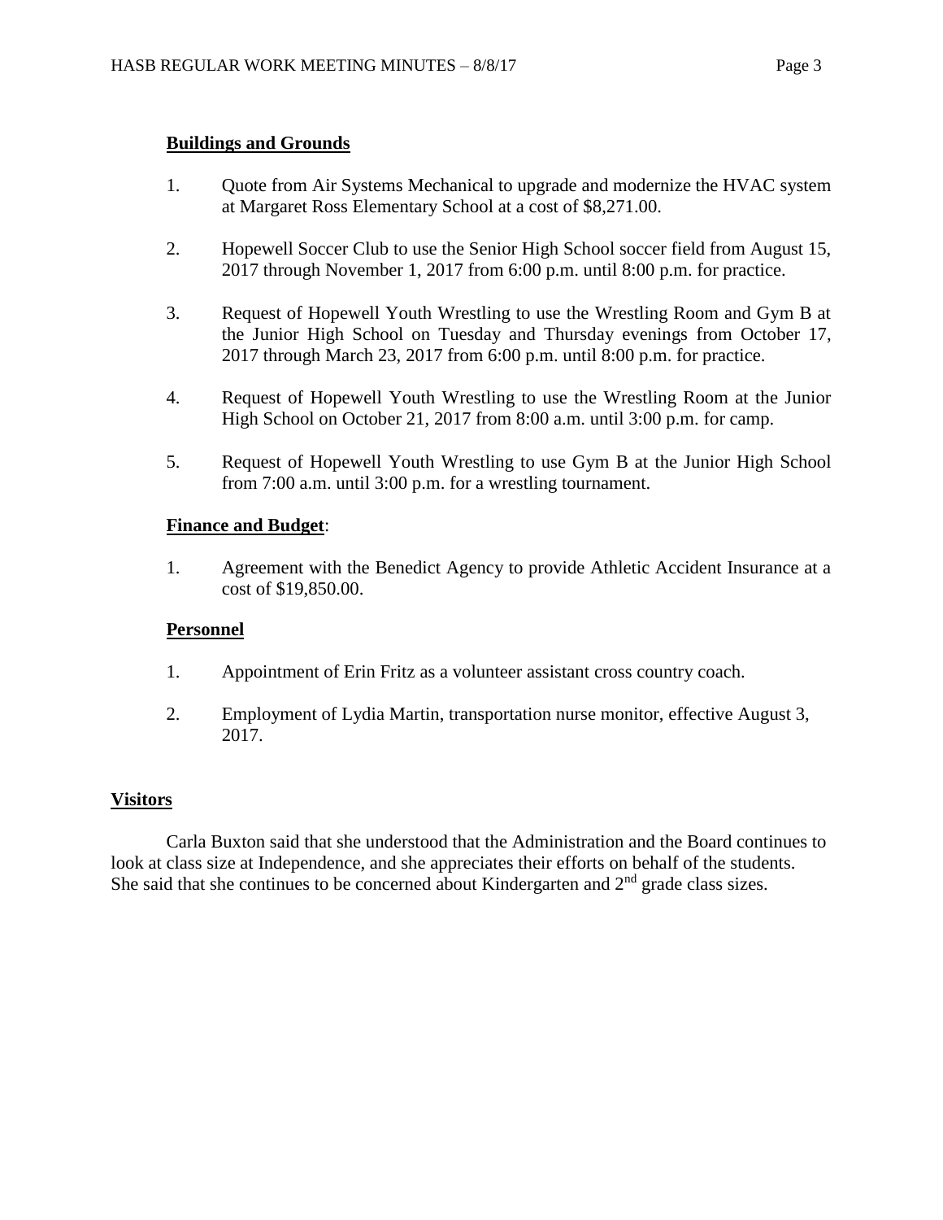**Buildings and Grounds**

1. Quote from Air Systems Mechanical to upgrade and modernize the HVAC system at Margaret Ross Elementary School at a cost of $8,271.00.

2. Hopewell Soccer Club to use the Senior High School soccer field from August 15, 2017 through November 1, 2017 from 6:00 p.m. until 8:00 p.m. for practice.

3. Request of Hopewell Youth Wrestling to use the Wrestling Room and Gym B at the Junior High School on Tuesday and Thursday evenings from October 17, 2017 through March 23, 2017 from 6:00 p.m. until 8:00 p.m. for practice.

4. Request of Hopewell Youth Wrestling to use the Wrestling Room at the Junior High School on October 21, 2017 from 8:00 a.m. until 3:00 p.m. for camp.

5. Request of Hopewell Youth Wrestling to use Gym B at the Junior High School from 7:00 a.m. until 3:00 p.m. for a wrestling tournament.

**Finance and Budget**:

1. Agreement with the Benedict Agency to provide Athletic Accident Insurance at a cost of $19,850.00.

**Personnel**

1. Appointment of Erin Fritz as a volunteer assistant cross country coach.

2. Employment of Lydia Martin, transportation nurse monitor, effective August 3, 2017.

**Visitors**

Carla Buxton said that she understood that the Administration and the Board continues to look at class size at Independence, and she appreciates their efforts on behalf of the students. She said that she continues to be concerned about Kindergarten and 2nd grade class sizes.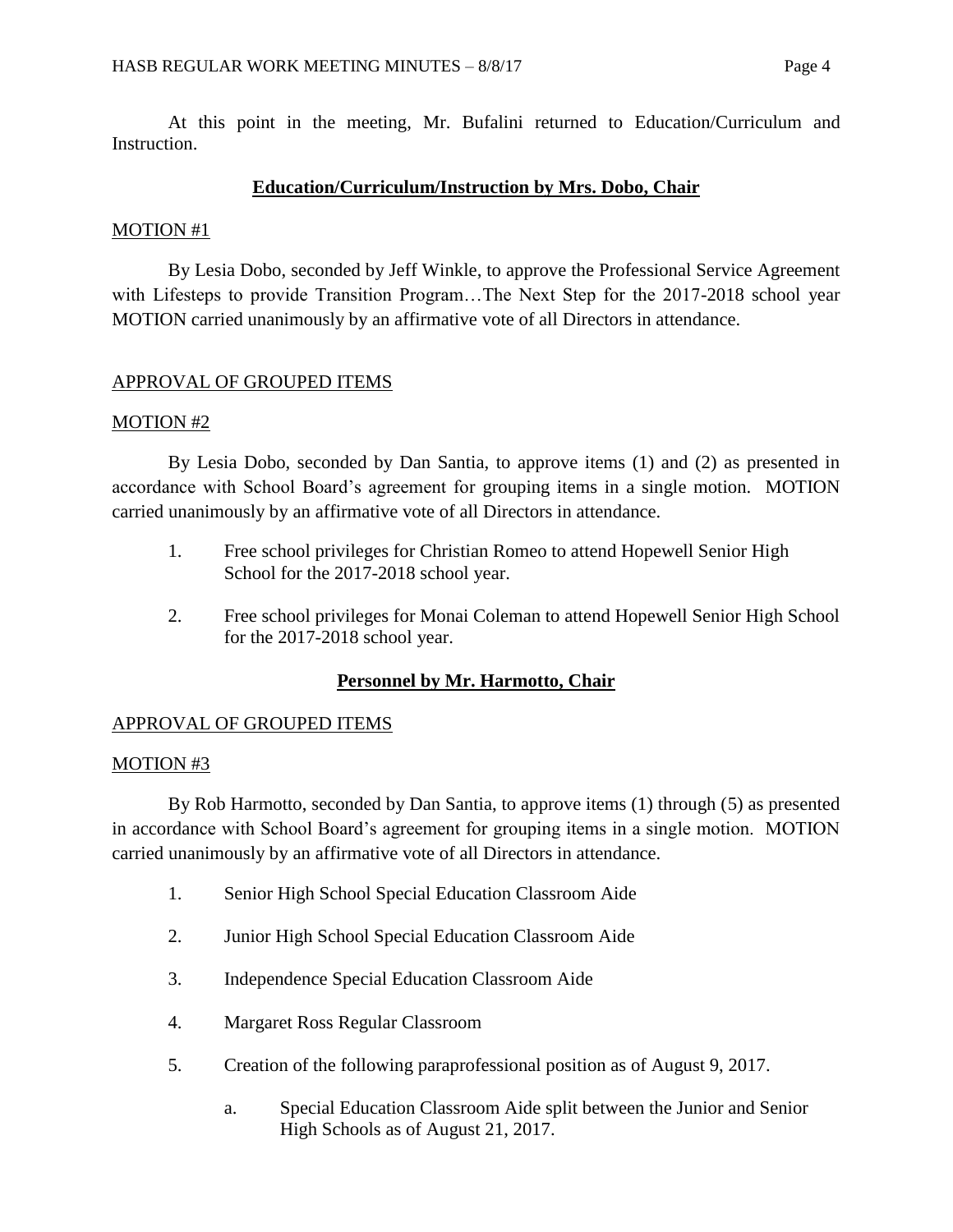At this point in the meeting, Mr. Bufalini returned to Education/Curriculum and Instruction.

## **Education/Curriculum/Instruction by Mrs. Dobo, Chair**

MOTION #1

By Lesia Dobo, seconded by Jeff Winkle, to approve the Professional Service Agreement with Lifesteps to provide Transition Program…The Next Step for the 2017-2018 school year MOTION carried unanimously by an affirmative vote of all Directors in attendance.

APPROVAL OF GROUPED ITEMS

MOTION #2

By Lesia Dobo, seconded by Dan Santia, to approve items (1) and (2) as presented in accordance with School Board's agreement for grouping items in a single motion. MOTION carried unanimously by an affirmative vote of all Directors in attendance.

1. Free school privileges for Christian Romeo to attend Hopewell Senior High School for the 2017-2018 school year.
2. Free school privileges for Monai Coleman to attend Hopewell Senior High School for the 2017-2018 school year.

## **Personnel by Mr. Harmotto, Chair**

APPROVAL OF GROUPED ITEMS

MOTION #3

By Rob Harmotto, seconded by Dan Santia, to approve items (1) through (5) as presented in accordance with School Board's agreement for grouping items in a single motion. MOTION carried unanimously by an affirmative vote of all Directors in attendance.

1. Senior High School Special Education Classroom Aide
2. Junior High School Special Education Classroom Aide
3. Independence Special Education Classroom Aide
4. Margaret Ross Regular Classroom
5. Creation of the following paraprofessional position as of August 9, 2017.
    a. Special Education Classroom Aide split between the Junior and Senior High Schools as of August 21, 2017.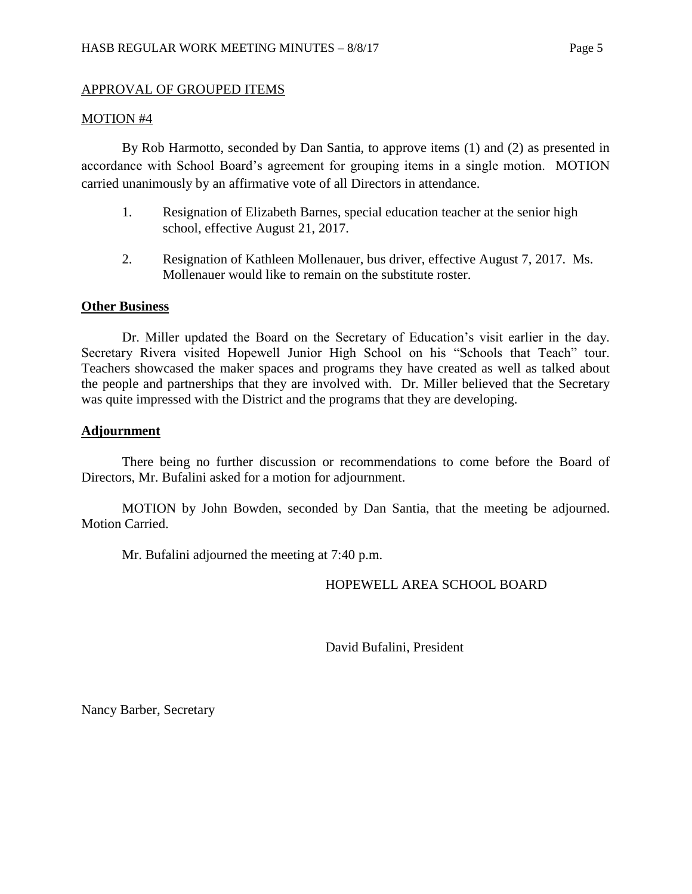## APPROVAL OF GROUPED ITEMS

### MOTION #4

By Rob Harmotto, seconded by Dan Santia, to approve items (1) and (2) as presented in accordance with School Board's agreement for grouping items in a single motion. MOTION carried unanimously by an affirmative vote of all Directors in attendance.

1. Resignation of Elizabeth Barnes, special education teacher at the senior high school, effective August 21, 2017.

2. Resignation of Kathleen Mollenauer, bus driver, effective August 7, 2017. Ms. Mollenauer would like to remain on the substitute roster.

## Other Business

Dr. Miller updated the Board on the Secretary of Education's visit earlier in the day. Secretary Rivera visited Hopewell Junior High School on his "Schools that Teach" tour. Teachers showcased the maker spaces and programs they have created as well as talked about the people and partnerships that they are involved with. Dr. Miller believed that the Secretary was quite impressed with the District and the programs that they are developing.

## Adjournment

There being no further discussion or recommendations to come before the Board of Directors, Mr. Bufalini asked for a motion for adjournment.

MOTION by John Bowden, seconded by Dan Santia, that the meeting be adjourned. Motion Carried.

Mr. Bufalini adjourned the meeting at 7:40 p.m.

HOPEWELL AREA SCHOOL BOARD

David Bufalini, President

Nancy Barber, Secretary